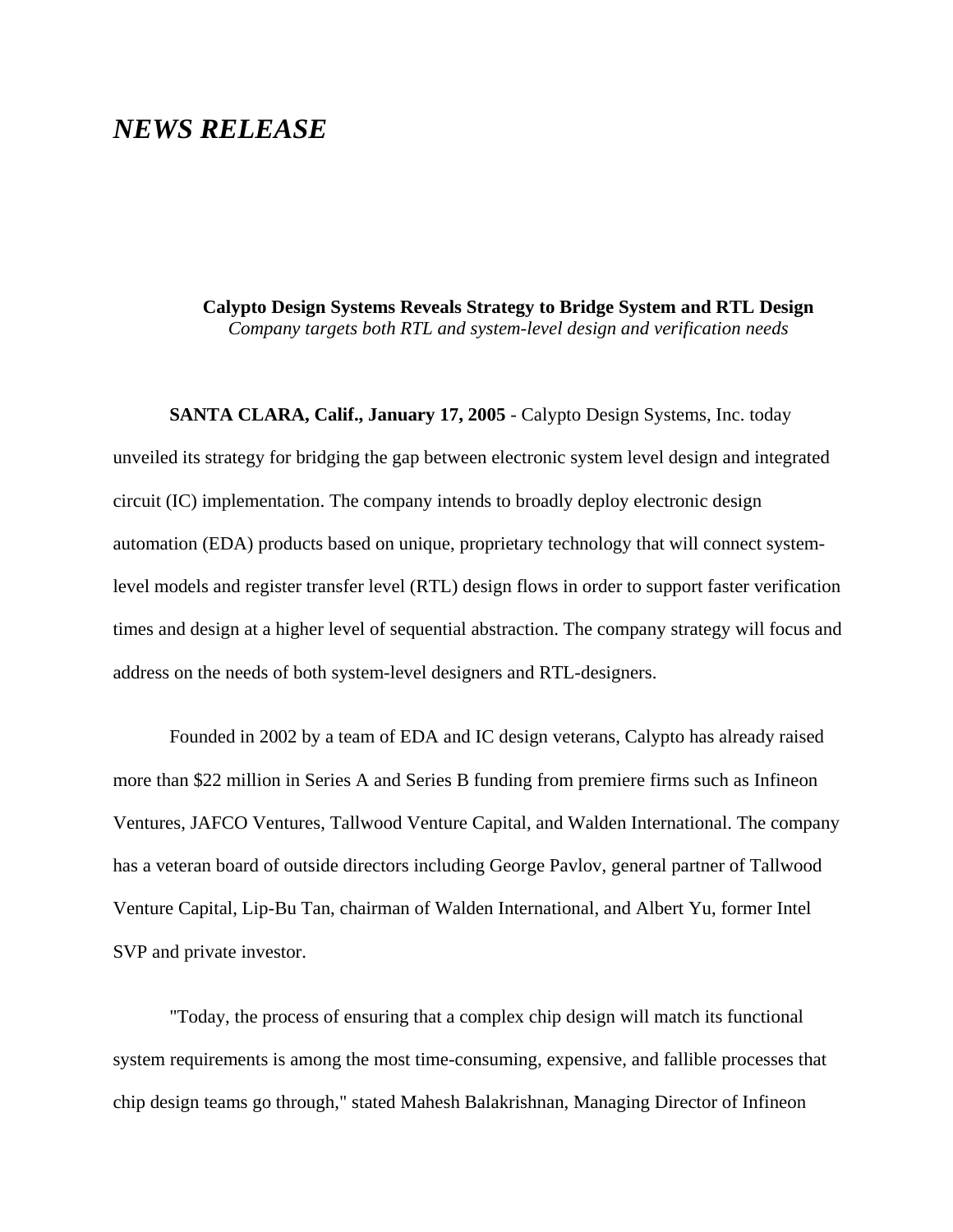# *NEWS RELEASE*

**Calypto Design Systems Reveals Strategy to Bridge System and RTL Design**
*Company targets both RTL and system-level design and verification needs*

**SANTA CLARA, Calif., January 17, 2005** - Calypto Design Systems, Inc. today unveiled its strategy for bridging the gap between electronic system level design and integrated circuit (IC) implementation. The company intends to broadly deploy electronic design automation (EDA) products based on unique, proprietary technology that will connect system-level models and register transfer level (RTL) design flows in order to support faster verification times and design at a higher level of sequential abstraction. The company strategy will focus and address on the needs of both system-level designers and RTL-designers.

Founded in 2002 by a team of EDA and IC design veterans, Calypto has already raised more than $22 million in Series A and Series B funding from premiere firms such as Infineon Ventures, JAFCO Ventures, Tallwood Venture Capital, and Walden International. The company has a veteran board of outside directors including George Pavlov, general partner of Tallwood Venture Capital, Lip-Bu Tan, chairman of Walden International, and Albert Yu, former Intel SVP and private investor.

"Today, the process of ensuring that a complex chip design will match its functional system requirements is among the most time-consuming, expensive, and fallible processes that chip design teams go through," stated Mahesh Balakrishnan, Managing Director of Infineon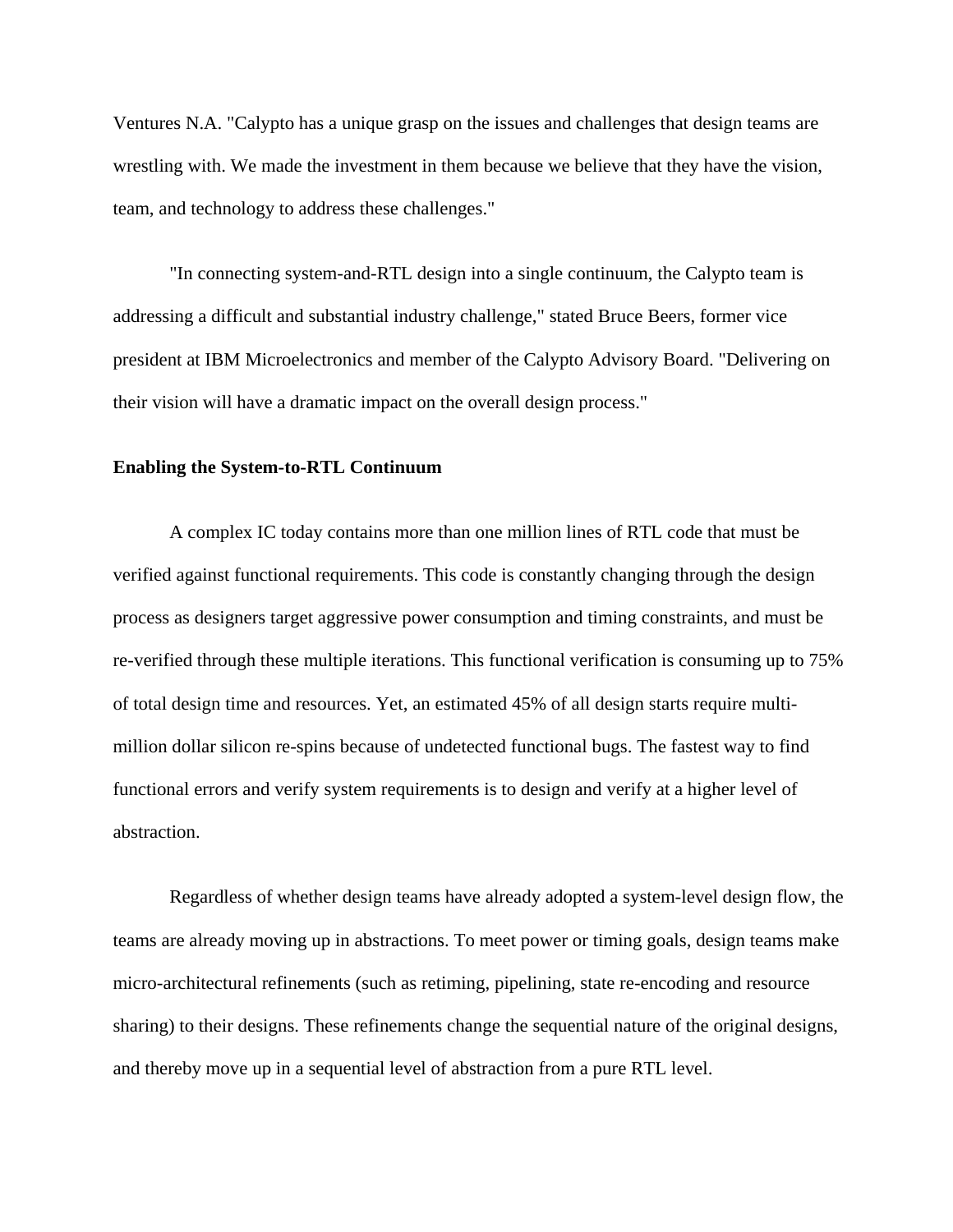Ventures N.A. "Calypto has a unique grasp on the issues and challenges that design teams are wrestling with. We made the investment in them because we believe that they have the vision, team, and technology to address these challenges."

"In connecting system-and-RTL design into a single continuum, the Calypto team is addressing a difficult and substantial industry challenge," stated Bruce Beers, former vice president at IBM Microelectronics and member of the Calypto Advisory Board. "Delivering on their vision will have a dramatic impact on the overall design process."

**Enabling the System-to-RTL Continuum**

A complex IC today contains more than one million lines of RTL code that must be verified against functional requirements. This code is constantly changing through the design process as designers target aggressive power consumption and timing constraints, and must be re-verified through these multiple iterations. This functional verification is consuming up to 75% of total design time and resources. Yet, an estimated 45% of all design starts require multi-million dollar silicon re-spins because of undetected functional bugs. The fastest way to find functional errors and verify system requirements is to design and verify at a higher level of abstraction.

Regardless of whether design teams have already adopted a system-level design flow, the teams are already moving up in abstractions. To meet power or timing goals, design teams make micro-architectural refinements (such as retiming, pipelining, state re-encoding and resource sharing) to their designs. These refinements change the sequential nature of the original designs, and thereby move up in a sequential level of abstraction from a pure RTL level.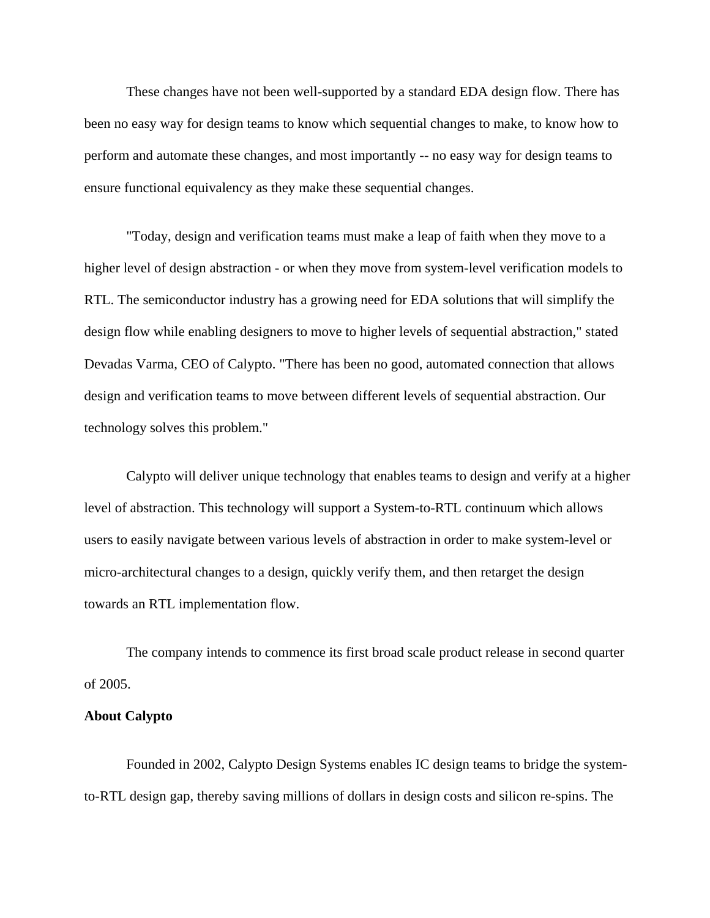These changes have not been well-supported by a standard EDA design flow. There has been no easy way for design teams to know which sequential changes to make, to know how to perform and automate these changes, and most importantly -- no easy way for design teams to ensure functional equivalency as they make these sequential changes.

"Today, design and verification teams must make a leap of faith when they move to a higher level of design abstraction - or when they move from system-level verification models to RTL. The semiconductor industry has a growing need for EDA solutions that will simplify the design flow while enabling designers to move to higher levels of sequential abstraction," stated Devadas Varma, CEO of Calypto. "There has been no good, automated connection that allows design and verification teams to move between different levels of sequential abstraction. Our technology solves this problem."

Calypto will deliver unique technology that enables teams to design and verify at a higher level of abstraction. This technology will support a System-to-RTL continuum which allows users to easily navigate between various levels of abstraction in order to make system-level or micro-architectural changes to a design, quickly verify them, and then retarget the design towards an RTL implementation flow.

The company intends to commence its first broad scale product release in second quarter of 2005.

**About Calypto**

Founded in 2002, Calypto Design Systems enables IC design teams to bridge the system-to-RTL design gap, thereby saving millions of dollars in design costs and silicon re-spins. The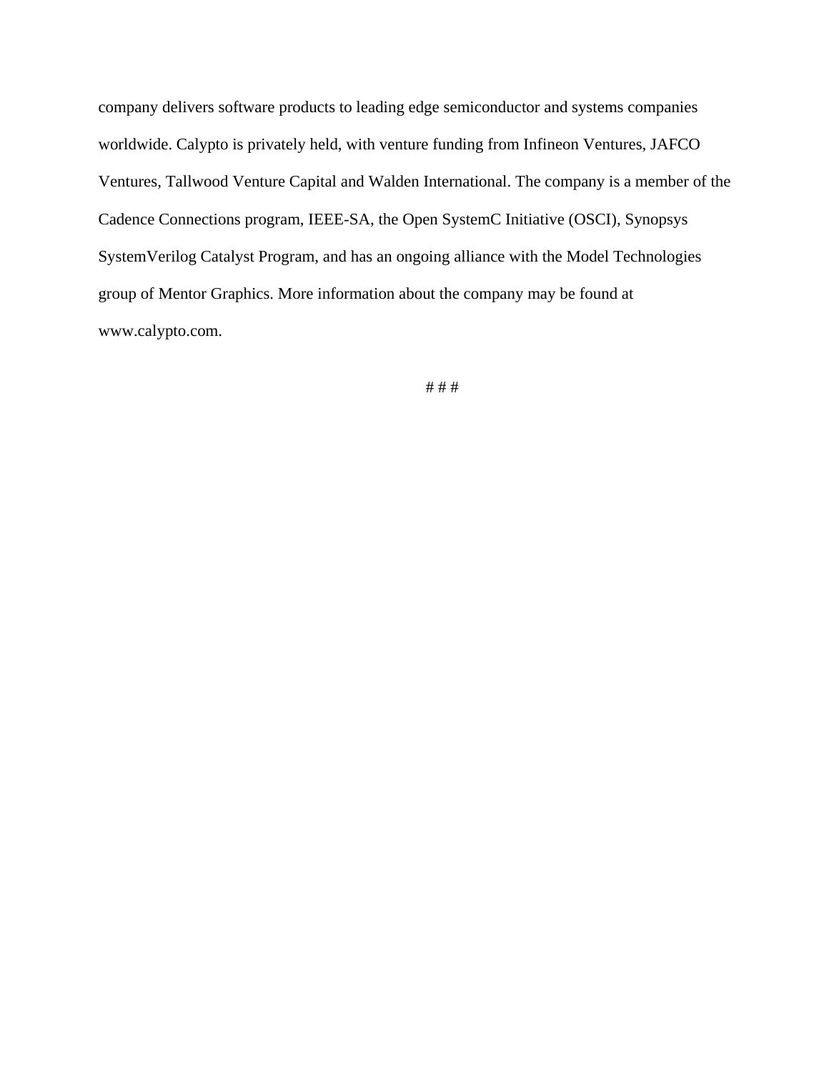company delivers software products to leading edge semiconductor and systems companies worldwide. Calypto is privately held, with venture funding from Infineon Ventures, JAFCO Ventures, Tallwood Venture Capital and Walden International. The company is a member of the Cadence Connections program, IEEE-SA, the Open SystemC Initiative (OSCI), Synopsys SystemVerilog Catalyst Program, and has an ongoing alliance with the Model Technologies group of Mentor Graphics. More information about the company may be found at www.calypto.com.

# # #